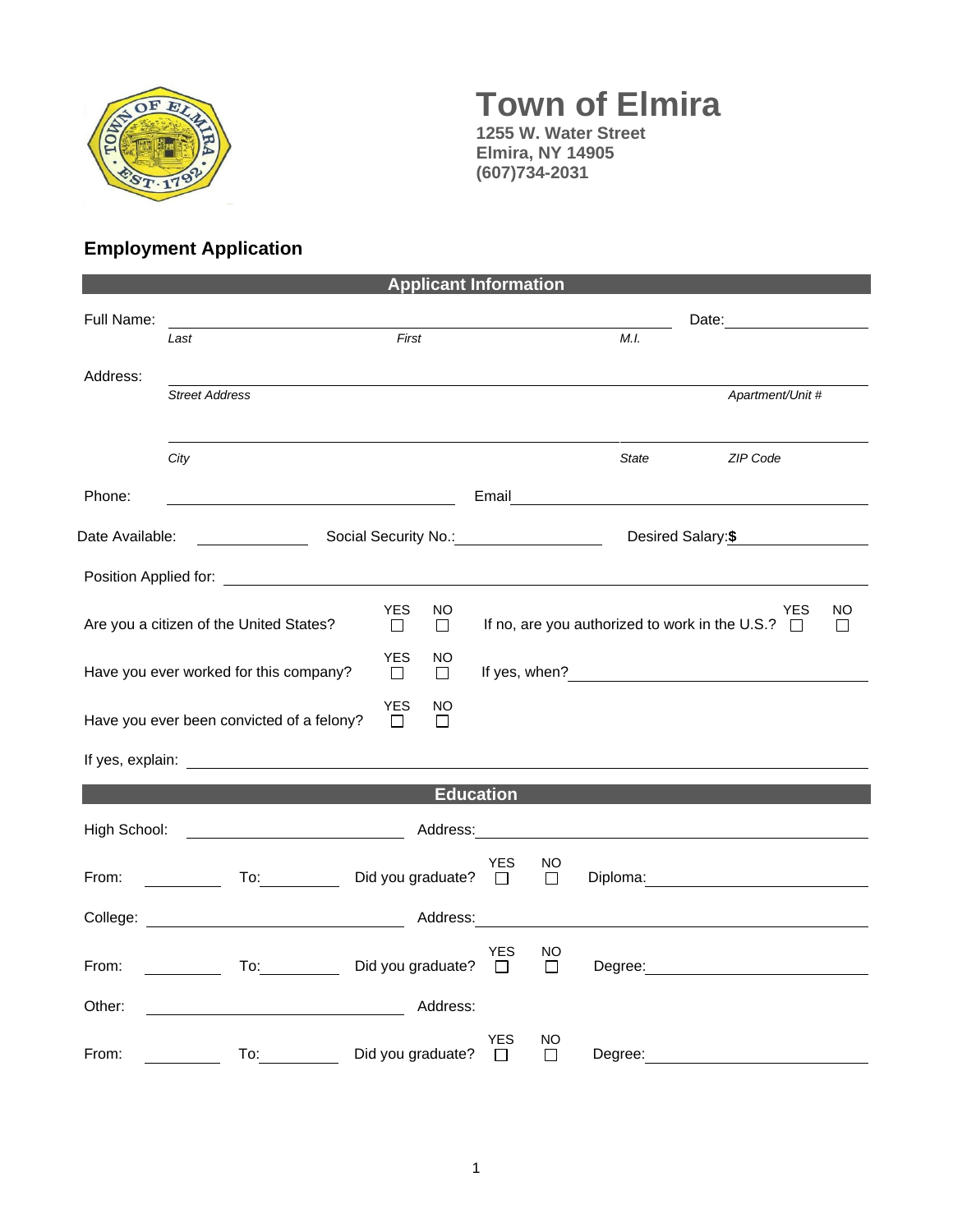# Town of Elmira

**1255 W. Water Street**
**Elmira, NY 14905**
**(607)734-2031**

## Employment Application

### Applicant Information

Full Name: ______________________________________________ Date: ____________

*Last* *First* *M.I.*

Address: ______________________________________________

*Street Address* *Apartment/Unit #*

______________________________________________

*City* *State* *ZIP Code*

Phone: ____________________ Email ____________________

Date Available: __________ Social Security No.: ____________ Desired Salary:**$** ____________

Position Applied for: ______________________________________________

Are you a citizen of the United States? YES ☐ NO ☐ If no, are you authorized to work in the U.S.? YES ☐ NO ☐

Have you ever worked for this company? YES ☐ NO ☐ If yes, when? ____________________

Have you ever been convicted of a felony? YES ☐ NO ☐

If yes, explain: ______________________________________________

### Education

High School: ____________________ Address: ____________________

From: __________ To: __________ Did you graduate? YES ☐ NO ☐ Diploma: ____________________

College: ____________________ Address: ____________________

From: __________ To: __________ Did you graduate? YES ☐ NO ☐ Degree: ____________________

Other: ____________________ Address:

From: __________ To: __________ Did you graduate? YES ☐ NO ☐ Degree: ____________________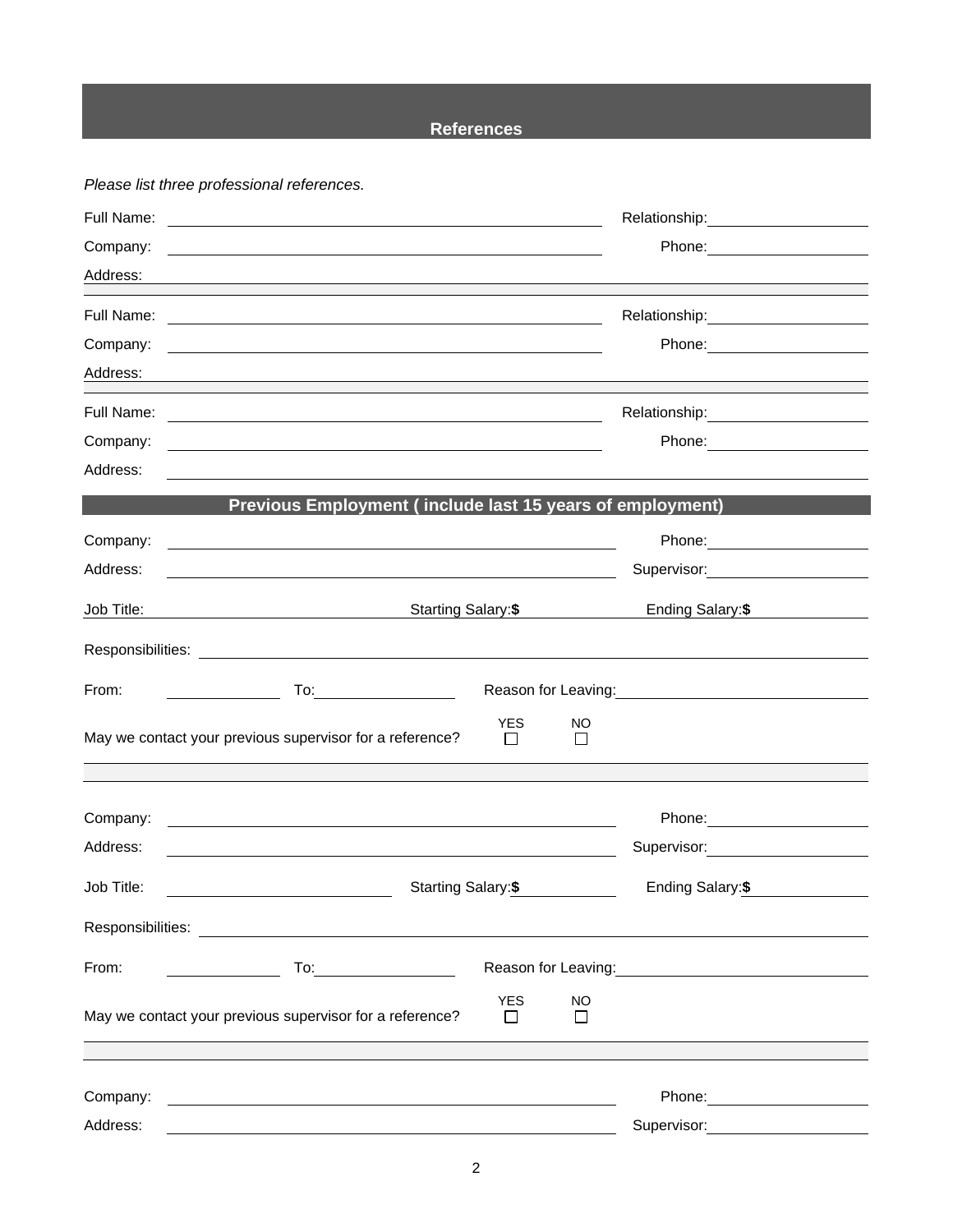## References

*Please list three professional references.*

Full Name: ______________________________ Relationship: ____________________

Company: ______________________________ Phone: ____________________

Address: ______________________________________________________________

Full Name: ______________________________ Relationship: ____________________

Company: ______________________________ Phone: ____________________

Address: ______________________________________________________________

Full Name: ______________________________ Relationship: ____________________

Company: ______________________________ Phone: ____________________

Address: ______________________________________________________________

## Previous Employment ( include last 15 years of employment)

Company: ______________________________ Phone: ____________________

Address: ______________________________ Supervisor: ____________________

Job Title: ____________________ Starting Salary:**$** ____________ Ending Salary:**$** ____________

Responsibilities: ______________________________________________________

From: ____________ To: ____________ Reason for Leaving: ____________________

May we contact your previous supervisor for a reference? YES ☐ NO ☐

---

Company: ______________________________ Phone: ____________________

Address: ______________________________ Supervisor: ____________________

Job Title: ____________________ Starting Salary:**$** ____________ Ending Salary:**$** ____________

Responsibilities: ______________________________________________________

From: ____________ To: ____________ Reason for Leaving: ____________________

May we contact your previous supervisor for a reference? YES ☐ NO ☐

---

Company: ______________________________ Phone: ____________________

Address: ______________________________ Supervisor: ____________________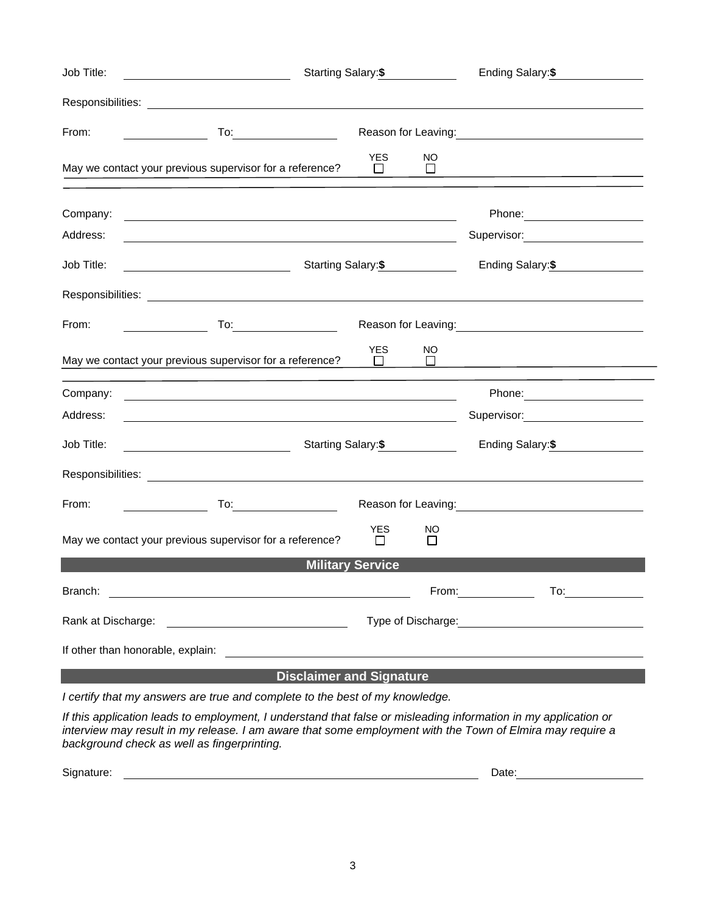Job Title: ______________________ Starting Salary: **$** __________ Ending Salary: **$** __________

Responsibilities: ____________________________________________________________

From: __________ To: __________ Reason for Leaving: ______________________

May we contact your previous supervisor for a reference? YES ☐ NO ☐

Company: ____________________________________________ Phone: ______________

Address: ____________________________________________ Supervisor: ______________

Job Title: ______________________ Starting Salary: **$** __________ Ending Salary: **$** __________

Responsibilities: ____________________________________________________________

From: __________ To: __________ Reason for Leaving: ______________________

May we contact your previous supervisor for a reference? YES ☐ NO ☐

Company: ____________________________________________ Phone: ______________

Address: ____________________________________________ Supervisor: ______________

Job Title: ______________________ Starting Salary: **$** __________ Ending Salary: **$** __________

Responsibilities: ____________________________________________________________

From: __________ To: __________ Reason for Leaving: ______________________

May we contact your previous supervisor for a reference? YES ☐ NO ☐

## Military Service

Branch: ____________________________________________ From: __________ To: __________

Rank at Discharge: ______________________ Type of Discharge: ______________________

If other than honorable, explain: ____________________________________________________________

## Disclaimer and Signature

*I certify that my answers are true and complete to the best of my knowledge.*

*If this application leads to employment, I understand that false or misleading information in my application or interview may result in my release. I am aware that some employment with the Town of Elmira may require a background check as well as fingerprinting.*

Signature: ____________________________________________ Date: ______________